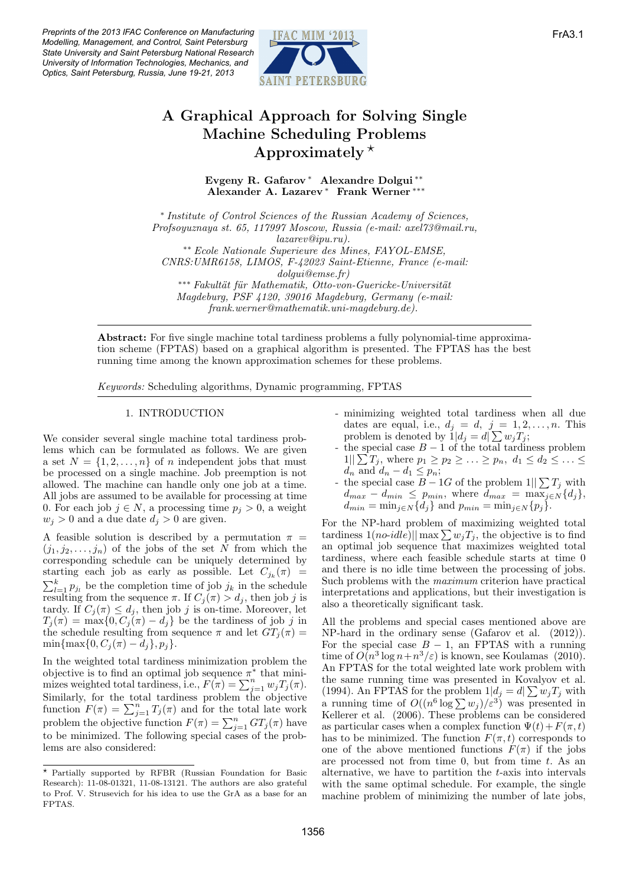# A Graphical Approach for Solving Single Machine Scheduling Problems Approximately ⋆

**Evgeny R. Gafarov** * **Alexandre Dolgui** ** **Alexander A. Lazarev** * **Frank Werner** ***

\* *Institute of Control Sciences of the Russian Academy of Sciences, Profsoyuznaya st. 65, 117997 Moscow, Russia (e-mail: axel73@mail.ru, lazarev@ipu.ru).*

\** *Ecole Nationale Superieure des Mines, FAYOL-EMSE, CNRS:UMR6158, LIMOS, F-42023 Saint-Etienne, France (e-mail: dolgui@emse.fr)*

\*** *Fakultät für Mathematik, Otto-von-Guericke-Universität Magdeburg, PSF 4120, 39016 Magdeburg, Germany (e-mail: frank.werner@mathematik.uni-magdeburg.de).*

**Abstract:** For five single machine total tardiness problems a fully polynomial-time approximation scheme (FPTAS) based on a graphical algorithm is presented. The FPTAS has the best running time among the known approximation schemes for these problems.

*Keywords:* Scheduling algorithms, Dynamic programming, FPTAS

## 1. INTRODUCTION

We consider several single machine total tardiness problems which can be formulated as follows. We are given a set $N = \{1, 2, \ldots, n\}$ of $n$ independent jobs that must be processed on a single machine. Job preemption is not allowed. The machine can handle only one job at a time. All jobs are assumed to be available for processing at time 0. For each job $j \in N$, a processing time $p_j > 0$, a weight $w_j > 0$ and a due date $d_j > 0$ are given.

A feasible solution is described by a permutation $\pi = (j_1, j_2, \ldots, j_n)$ of the jobs of the set $N$ from which the corresponding schedule can be uniquely determined by starting each job as early as possible. Let $C_{j_k}(\pi) = \sum_{l=1}^{k} p_{j_l}$ be the completion time of job $j_k$ in the schedule resulting from the sequence $\pi$. If $C_j(\pi) > d_j$, then job $j$ is tardy. If $C_j(\pi) \leq d_j$, then job $j$ is on-time. Moreover, let $T_j(\pi) = \max\{0, C_j(\pi) - d_j\}$ be the tardiness of job $j$ in the schedule resulting from sequence $\pi$ and let $GT_j(\pi) = \min\{\max\{0, C_j(\pi) - d_j\}, p_j\}$.

In the weighted total tardiness minimization problem the objective is to find an optimal job sequence $\pi^*$ that minimizes weighted total tardiness, i.e., $F(\pi) = \sum_{j=1}^{n} w_j T_j(\pi)$. Similarly, for the total tardiness problem the objective function $F(\pi) = \sum_{j=1}^{n} T_j(\pi)$ and for the total late work problem the objective function $F(\pi) = \sum_{j=1}^{n} GT_j(\pi)$ have to be minimized. The following special cases of the problems are also considered:

- minimizing weighted total tardiness when all due dates are equal, i.e., $d_j = d$, $j = 1, 2, \ldots, n$. This problem is denoted by $1|d_j = d|\sum w_j T_j$;
- the special case $B - 1$ of the total tardiness problem $1||\sum T_j$, where $p_1 \geq p_2 \geq \ldots \geq p_n$, $d_1 \leq d_2 \leq \ldots \leq d_n$ and $d_n - d_1 \leq p_n$;
- the special case $B - 1G$ of the problem $1||\sum T_j$ with $d_{max} - d_{min} \leq p_{min}$, where $d_{max} = \max_{j \in N}\{d_j\}$, $d_{min} = \min_{j \in N}\{d_j\}$ and $p_{min} = \min_{j \in N}\{p_j\}$.

For the NP-hard problem of maximizing weighted total tardiness $1(no\text{-}idle)||\max \sum w_j T_j$, the objective is to find an optimal job sequence that maximizes weighted total tardiness, where each feasible schedule starts at time 0 and there is no idle time between the processing of jobs. Such problems with the *maximum* criterion have practical interpretations and applications, but their investigation is also a theoretically significant task.

All the problems and special cases mentioned above are NP-hard in the ordinary sense (Gafarov et al. (2012)). For the special case $B - 1$, an FPTAS with a running time of $O(n^3 \log n + n^3/\varepsilon)$ is known, see Koulamas (2010). An FPTAS for the total weighted late work problem with the same running time was presented in Kovalyov et al. (1994). An FPTAS for the problem $1|d_j = d|\sum w_j T_j$ with a running time of $O((n^6 \log \sum w_j)/\varepsilon^3)$ was presented in Kellerer et al. (2006). These problems can be considered as particular cases when a complex function $\Psi(t) + F(\pi, t)$ has to be minimized. The function $F(\pi, t)$ corresponds to one of the above mentioned functions $F(\pi)$ if the jobs are processed not from time 0, but from time $t$. As an alternative, we have to partition the $t$-axis into intervals with the same optimal schedule. For example, the single machine problem of minimizing the number of late jobs,

⋆ Partially supported by RFBR (Russian Foundation for Basic Research): 11-08-01321, 11-08-13121. The authors are also grateful to Prof. V. Strusevich for his idea to use the GrA as a base for an FPTAS.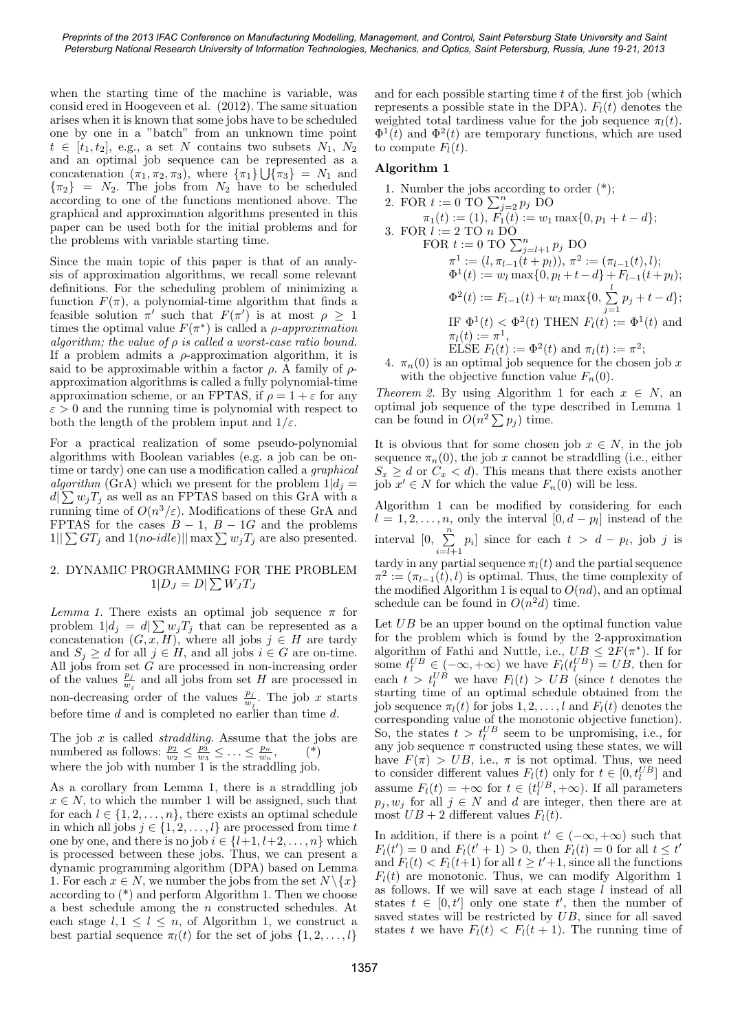when the starting time of the machine is variable, was consid ered in Hoogeveen et al. (2012). The same situation arises when it is known that some jobs have to be scheduled one by one in a "batch" from an unknown time point $t \in [t_1, t_2]$, e.g., a set $N$ contains two subsets $N_1$, $N_2$ and an optimal job sequence can be represented as a concatenation $(\pi_1, \pi_2, \pi_3)$, where $\{\pi_1\} \bigcup \{\pi_3\} = N_1$ and $\{\pi_2\} = N_2$. The jobs from $N_2$ have to be scheduled according to one of the functions mentioned above. The graphical and approximation algorithms presented in this paper can be used both for the initial problems and for the problems with variable starting time.

Since the main topic of this paper is that of an analysis of approximation algorithms, we recall some relevant definitions. For the scheduling problem of minimizing a function $F(\pi)$, a polynomial-time algorithm that finds a feasible solution $\pi'$ such that $F(\pi')$ is at most $\rho \geq 1$ times the optimal value $F(\pi^*)$ is called a *$\rho$-approximation algorithm; the value of $\rho$ is called a worst-case ratio bound.* If a problem admits a $\rho$-approximation algorithm, it is said to be approximable within a factor $\rho$. A family of $\rho$-approximation algorithms is called a fully polynomial-time approximation scheme, or an FPTAS, if $\rho = 1 + \varepsilon$ for any $\varepsilon > 0$ and the running time is polynomial with respect to both the length of the problem input and $1/\varepsilon$.

For a practical realization of some pseudo-polynomial algorithms with Boolean variables (e.g. a job can be on-time or tardy) one can use a modification called a *graphical algorithm* (GrA) which we present for the problem $1|d_j = d|\sum w_j T_j$ as well as an FPTAS based on this GrA with a running time of $O(n^3/\varepsilon)$. Modifications of these GrA and FPTAS for the cases $B-1$, $B-1G$ and the problems $1||\sum GT_j$ and $1(no\text{-}idle)||\max \sum w_j T_j$ are also presented.

## 2. DYNAMIC PROGRAMMING FOR THE PROBLEM $1|D_J = D|\sum W_J T_J$

*Lemma 1.* There exists an optimal job sequence $\pi$ for problem $1|d_j = d|\sum w_j T_j$ that can be represented as a concatenation $(G, x, H)$, where all jobs $j \in H$ are tardy and $S_j \geq d$ for all $j \in H$, and all jobs $i \in G$ are on-time. All jobs from set $G$ are processed in non-increasing order of the values $\frac{p_j}{w_j}$ and all jobs from set $H$ are processed in non-decreasing order of the values $\frac{p_j}{w_j}$. The job $x$ starts before time $d$ and is completed no earlier than time $d$.

The job $x$ is called *straddling*. Assume that the jobs are numbered as follows: $\frac{p_2}{w_2} \leq \frac{p_3}{w_3} \leq \ldots \leq \frac{p_n}{w_n}$, $\quad$ (*)
where the job with number 1 is the straddling job.

As a corollary from Lemma 1, there is a straddling job $x \in N$, to which the number 1 will be assigned, such that for each $l \in \{1, 2, \ldots, n\}$, there exists an optimal schedule in which all jobs $j \in \{1, 2, \ldots, l\}$ are processed from time $t$ one by one, and there is no job $i \in \{l+1, l+2, \ldots, n\}$ which is processed between these jobs. Thus, we can present a dynamic programming algorithm (DPA) based on Lemma 1. For each $x \in N$, we number the jobs from the set $N \setminus \{x\}$ according to (*) and perform Algorithm 1. Then we choose a best schedule among the $n$ constructed schedules. At each stage $l, 1 \leq l \leq n$, of Algorithm 1, we construct a best partial sequence $\pi_l(t)$ for the set of jobs $\{1, 2, \ldots, l\}$ and for each possible starting time $t$ of the first job (which represents a possible state in the DPA). $F_l(t)$ denotes the weighted total tardiness value for the job sequence $\pi_l(t)$. $\Phi^1(t)$ and $\Phi^2(t)$ are temporary functions, which are used to compute $F_l(t)$.

**Algorithm 1**

1. Number the jobs according to order (*);
2. FOR $t := 0$ TO $\sum_{j=2}^{n} p_j$ DO
   $\pi_1(t) := (1)$, $F_1(t) := w_1 \max\{0, p_1 + t - d\}$;
3. FOR $l := 2$ TO $n$ DO
   FOR $t := 0$ TO $\sum_{j=l+1}^{n} p_j$ DO
   $\pi^1 := (l, \pi_{l-1}(t + p_l))$, $\pi^2 := (\pi_{l-1}(t), l)$;
   $\Phi^1(t) := w_l \max\{0, p_l + t - d\} + F_{l-1}(t + p_l)$;
   $\Phi^2(t) := F_{l-1}(t) + w_l \max\{0, \sum_{j=1}^{l} p_j + t - d\}$;
   IF $\Phi^1(t) < \Phi^2(t)$ THEN $F_l(t) := \Phi^1(t)$ and $\pi_l(t) := \pi^1$,
   ELSE $F_l(t) := \Phi^2(t)$ and $\pi_l(t) := \pi^2$;
4. $\pi_n(0)$ is an optimal job sequence for the chosen job $x$ with the objective function value $F_n(0)$.

*Theorem 2.* By using Algorithm 1 for each $x \in N$, an optimal job sequence of the type described in Lemma 1 can be found in $O(n^2 \sum p_j)$ time.

It is obvious that for some chosen job $x \in N$, in the job sequence $\pi_n(0)$, the job $x$ cannot be straddling (i.e., either $S_x \geq d$ or $C_x < d$). This means that there exists another job $x' \in N$ for which the value $F_n(0)$ will be less.

Algorithm 1 can be modified by considering for each $l = 1, 2, \ldots, n$, only the interval $[0, d - p_l]$ instead of the interval $[0, \sum_{i=l+1}^{n} p_i]$ since for each $t > d - p_l$, job $j$ is tardy in any partial sequence $\pi_l(t)$ and the partial sequence $\pi^2 := (\pi_{l-1}(t), l)$ is optimal. Thus, the time complexity of the modified Algorithm 1 is equal to $O(nd)$, and an optimal schedule can be found in $O(n^2 d)$ time.

Let $UB$ be an upper bound on the optimal function value for the problem which is found by the 2-approximation algorithm of Fathi and Nuttle, i.e., $UB \leq 2F(\pi^*)$. If for some $t_l^{UB} \in (-\infty, +\infty)$ we have $F_l(t_l^{UB}) = UB$, then for each $t > t_l^{UB}$ we have $F_l(t) > UB$ (since $t$ denotes the starting time of an optimal schedule obtained from the job sequence $\pi_l(t)$ for jobs $1, 2, \ldots, l$ and $F_l(t)$ denotes the corresponding value of the monotonic objective function). So, the states $t > t_l^{UB}$ seem to be unpromising, i.e., for any job sequence $\pi$ constructed using these states, we will have $F(\pi) > UB$, i.e., $\pi$ is not optimal. Thus, we need to consider different values $F_l(t)$ only for $t \in [0, t_l^{UB}]$ and assume $F_l(t) = +\infty$ for $t \in (t_l^{UB}, +\infty)$. If all parameters $p_j, w_j$ for all $j \in N$ and $d$ are integer, then there are at most $UB + 2$ different values $F_l(t)$.

In addition, if there is a point $t' \in (-\infty, +\infty)$ such that $F_l(t') = 0$ and $F_l(t' + 1) > 0$, then $F_l(t) = 0$ for all $t \leq t'$ and $F_l(t) < F_l(t+1)$ for all $t \geq t'+1$, since all the functions $F_l(t)$ are monotonic. Thus, we can modify Algorithm 1 as follows. If we will save at each stage $l$ instead of all states $t \in [0, t']$ only one state $t'$, then the number of saved states will be restricted by $UB$, since for all saved states $t$ we have $F_l(t) < F_l(t + 1)$. The running time of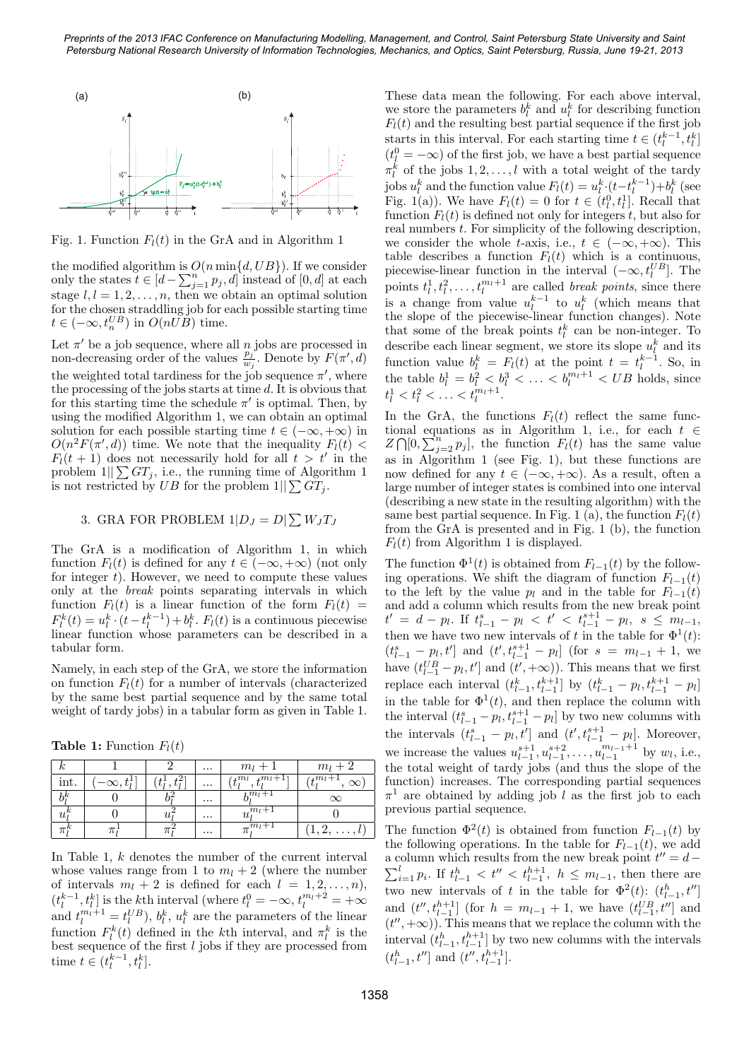(a)

(b)

Fig. 1. Function $F_l(t)$ in the GrA and in Algorithm 1

the modified algorithm is $O(n \min\{d, UB\})$. If we consider only the states $t \in [d - \sum_{j=1}^{n} p_j, d]$ instead of $[0, d]$ at each stage $l, l = 1, 2, \ldots, n$, then we obtain an optimal solution for the chosen straddling job for each possible starting time $t \in (-\infty, t_n^{UB})$ in $O(nUB)$ time.

Let $\pi'$ be a job sequence, where all $n$ jobs are processed in non-decreasing order of the values $\frac{p_j}{w_j}$. Denote by $F(\pi', d)$ the weighted total tardiness for the job sequence $\pi'$, where the processing of the jobs starts at time $d$. It is obvious that for this starting time the schedule $\pi'$ is optimal. Then, by using the modified Algorithm 1, we can obtain an optimal solution for each possible starting time $t \in (-\infty, +\infty)$ in $O(n^2 F(\pi', d))$ time. We note that the inequality $F_l(t) < F_l(t+1)$ does not necessarily hold for all $t > t'$ in the problem $1||\sum GT_j$, i.e., the running time of Algorithm 1 is not restricted by $UB$ for the problem $1||\sum GT_j$.

## 3. GRA FOR PROBLEM $1|D_J = D|\sum W_J T_J$

The GrA is a modification of Algorithm 1, in which function $F_l(t)$ is defined for any $t \in (-\infty, +\infty)$ (not only for integer $t$). However, we need to compute these values only at the *break* points separating intervals in which function $F_l(t)$ is a linear function of the form $F_l(t) = F_l^k(t) = u_l^k \cdot (t - t_l^{k-1}) + b_l^k$. $F_l(t)$ is a continuous piecewise linear function whose parameters can be described in a tabular form.

Namely, in each step of the GrA, we store the information on function $F_l(t)$ for a number of intervals (characterized by the same best partial sequence and by the same total weight of tardy jobs) in a tabular form as given in Table 1.

**Table 1:** Function $F_l(t)$

| $k$ | 1 | 2 | $\ldots$ | $m_l + 1$ | $m_l + 2$ |
|---|---|---|---|---|---|
| int. | $(-\infty, t_l^1]$ | $(t_l^1, t_l^2]$ | $\ldots$ | $(t_l^{m_l}, t_l^{m_l+1}]$ | $(t_l^{m_l+1}, \infty)$ |
| $b_l^k$ | 0 | $b_l^2$ | $\ldots$ | $b_l^{m_l+1}$ | $\infty$ |
| $u_l^k$ | 0 | $u_l^2$ | $\ldots$ | $u_l^{m_l+1}$ | 0 |
| $\pi_l^k$ | $\pi_l^1$ | $\pi_l^2$ | $\ldots$ | $\pi_l^{m_l+1}$ | $(1, 2, \ldots, l)$ |

In Table 1, $k$ denotes the number of the current interval whose values range from 1 to $m_l + 2$ (where the number of intervals $m_l + 2$ is defined for each $l = 1, 2, \ldots, n$), $(t_l^{k-1}, t_l^k]$ is the $k$th interval (where $t_l^0 = -\infty$, $t_l^{m_l+2} = +\infty$ and $t_l^{m_l+1} = t_l^{UB}$), $b_l^k$, $u_l^k$ are the parameters of the linear function $F_l^k(t)$ defined in the $k$th interval, and $\pi_l^k$ is the best sequence of the first $l$ jobs if they are processed from time $t \in (t_l^{k-1}, t_l^k]$.

These data mean the following. For each above interval, we store the parameters $b_l^k$ and $u_l^k$ for describing function $F_l(t)$ and the resulting best partial sequence if the first job starts in this interval. For each starting time $t \in (t_l^{k-1}, t_l^k]$ ($t_l^0 = -\infty$) of the first job, we have a best partial sequence $\pi_l^k$ of the jobs $1, 2, \ldots, l$ with a total weight of the tardy jobs $u_l^k$ and the function value $F_l(t) = u_l^k \cdot (t - t_l^{k-1}) + b_l^k$ (see Fig. 1(a)). We have $F_l(t) = 0$ for $t \in (t_l^0, t_l^1]$. Recall that function $F_l(t)$ is defined not only for integers $t$, but also for real numbers $t$. For simplicity of the following description, we consider the whole $t$-axis, i.e., $t \in (-\infty, +\infty)$. This table describes a function $F_l(t)$ which is a continuous, piecewise-linear function in the interval $(-\infty, t_l^{UB}]$. The points $t_l^1, t_l^2, \ldots, t_l^{m_l+1}$ are called *break points*, since there is a change from value $u_l^{k-1}$ to $u_l^k$ (which means that the slope of the piecewise-linear function changes). Note that some of the break points $t_l^k$ can be non-integer. To describe each linear segment, we store its slope $u_l^k$ and its function value $b_l^k = F_l(t)$ at the point $t = t_l^{k-1}$. So, in the table $b_l^1 = b_l^2 < b_l^3 < \ldots < b_l^{m_l+1} < UB$ holds, since $t_l^1 < t_l^2 < \ldots < t_l^{m_l+1}$.

In the GrA, the functions $F_l(t)$ reflect the same functional equations as in Algorithm 1, i.e., for each $t \in Z \bigcap [0, \sum_{j=2}^{n} p_j]$, the function $F_l(t)$ has the same value as in Algorithm 1 (see Fig. 1), but these functions are now defined for any $t \in (-\infty, +\infty)$. As a result, often a large number of integer states is combined into one interval (describing a new state in the resulting algorithm) with the same best partial sequence. In Fig. 1 (a), the function $F_l(t)$ from the GrA is presented and in Fig. 1 (b), the function $F_l(t)$ from Algorithm 1 is displayed.

The function $\Phi^1(t)$ is obtained from $F_{l-1}(t)$ by the following operations. We shift the diagram of function $F_{l-1}(t)$ to the left by the value $p_l$ and in the table for $F_{l-1}(t)$ and add a column which results from the new break point $t' = d - p_l$. If $t_{l-1}^s - p_l < t' < t_{l-1}^{s+1} - p_l$, $s \le m_{l-1}$, then we have two new intervals of $t$ in the table for $\Phi^1(t)$: $(t_{l-1}^s - p_l, t']$ and $(t', t_{l-1}^{s+1} - p_l]$ (for $s = m_{l-1} + 1$, we have $(t_{l-1}^{UB} - p_l, t']$ and $(t', +\infty)$). This means that we first replace each interval $(t_{l-1}^k, t_{l-1}^{k+1}]$ by $(t_{l-1}^k - p_l, t_{l-1}^{k+1} - p_l]$ in the table for $\Phi^1(t)$, and then replace the column with the interval $(t_{l-1}^s - p_l, t_{l-1}^{s+1} - p_l]$ by two new columns with the intervals $(t_{l-1}^s - p_l, t']$ and $(t', t_{l-1}^{s+1} - p_l]$. Moreover, we increase the values $u_{l-1}^{s+1}, u_{l-1}^{s+2}, \ldots, u_{l-1}^{m_{l-1}+1}$ by $w_l$, i.e., the total weight of tardy jobs (and thus the slope of the function) increases. The corresponding partial sequences $\pi^1$ are obtained by adding job $l$ as the first job to each previous partial sequence.

The function $\Phi^2(t)$ is obtained from function $F_{l-1}(t)$ by the following operations. In the table for $F_{l-1}(t)$, we add a column which results from the new break point $t'' = d - \sum_{i=1}^{l} p_i$. If $t_{l-1}^h < t'' < t_{l-1}^{h+1}$, $h \le m_{l-1}$, then there are two new intervals of $t$ in the table for $\Phi^2(t)$: $(t_{l-1}^h, t'']$ and $(t'', t_{l-1}^{h+1}]$ (for $h = m_{l-1} + 1$, we have $(t_{l-1}^{UB}, t'']$ and $(t'', +\infty)$). This means that we replace the column with the interval $(t_{l-1}^h, t_{l-1}^{h+1}]$ by two new columns with the intervals $(t_{l-1}^h, t'']$ and $(t'', t_{l-1}^{h+1}]$.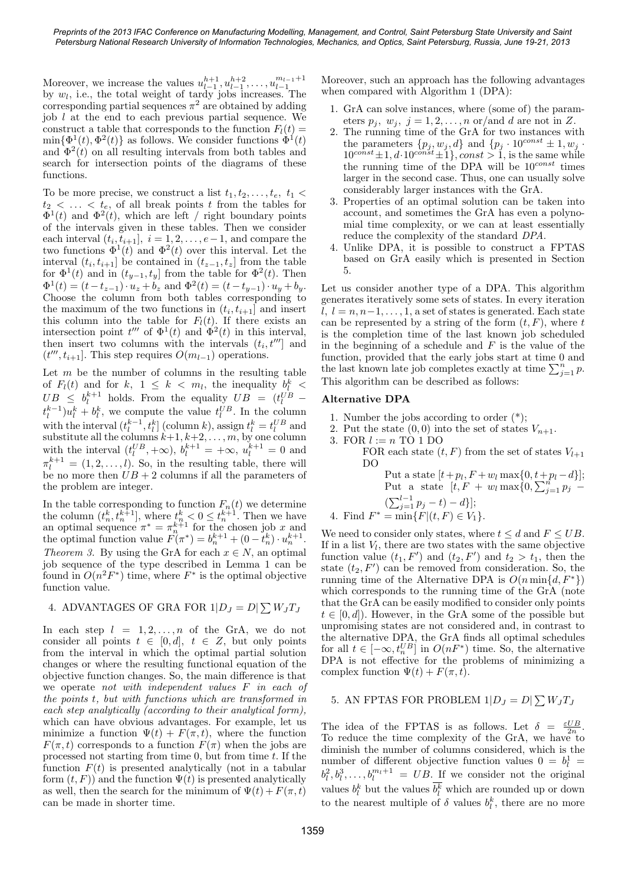Moreover, we increase the values $u_{l-1}^{h+1}, u_{l-1}^{h+2}, \ldots, u_{l-1}^{m_{l-1}+1}$ by $w_l$, i.e., the total weight of tardy jobs increases. The corresponding partial sequences $\pi^2$ are obtained by adding job $l$ at the end to each previous partial sequence. We construct a table that corresponds to the function $F_l(t) = \min\{\Phi^1(t), \Phi^2(t)\}$ as follows. We consider functions $\Phi^1(t)$ and $\Phi^2(t)$ on all resulting intervals from both tables and search for intersection points of the diagrams of these functions.

To be more precise, we construct a list $t_1, t_2, \ldots, t_e$, $t_1 < t_2 < \ldots < t_e$, of all break points $t$ from the tables for $\Phi^1(t)$ and $\Phi^2(t)$, which are left / right boundary points of the intervals given in these tables. Then we consider each interval $(t_i, t_{i+1}]$, $i = 1, 2, \ldots, e-1$, and compare the two functions $\Phi^1(t)$ and $\Phi^2(t)$ over this interval. Let the interval $(t_i, t_{i+1}]$ be contained in $(t_{z-1}, t_z]$ from the table for $\Phi^1(t)$ and in $(t_{y-1}, t_y]$ from the table for $\Phi^2(t)$. Then $\Phi^1(t) = (t - t_{z-1}) \cdot u_z + b_z$ and $\Phi^2(t) = (t - t_{y-1}) \cdot u_y + b_y$. Choose the column from both tables corresponding to the maximum of the two functions in $(t_i, t_{i+1}]$ and insert this column into the table for $F_l(t)$. If there exists an intersection point $t'''$ of $\Phi^1(t)$ and $\Phi^2(t)$ in this interval, then insert two columns with the intervals $(t_i, t''']$ and $(t''', t_{i+1}]$. This step requires $O(m_{l-1})$ operations.

Let $m$ be the number of columns in the resulting table of $F_l(t)$ and for $k$, $1 \leq k < m_l$, the inequality $b_l^k < UB \leq b_l^{k+1}$ holds. From the equality $UB = (t_l^{UB} - t_l^{k-1})u_l^k + b_l^k$, we compute the value $t_l^{UB}$. In the column with the interval $(t_l^{k-1}, t_l^k]$ (column $k$), assign $t_l^k = t_l^{UB}$ and substitute all the columns $k+1, k+2, \ldots, m$, by one column with the interval $(t_l^{UB}, +\infty)$, $b_l^{k+1} = +\infty$, $u_l^{k+1} = 0$ and $\pi_l^{k+1} = (1, 2, \ldots, l)$. So, in the resulting table, there will be no more then $UB + 2$ columns if all the parameters of the problem are integer.

In the table corresponding to function $F_n(t)$ we determine the column $(t_n^k, t_n^{k+1}]$, where $t_n^k < 0 \leq t_n^{k+1}$. Then we have an optimal sequence $\pi^* = \pi_n^{k+1}$ for the chosen job $x$ and the optimal function value $F(\pi^*) = b_n^{k+1} + (0 - t_n^k) \cdot u_n^{k+1}$.

*Theorem 3.* By using the GrA for each $x \in N$, an optimal job sequence of the type described in Lemma 1 can be found in $O(n^2 F^*)$ time, where $F^*$ is the optimal objective function value.

## 4. ADVANTAGES OF GRA FOR $1|D_J = D|\sum W_J T_J$

In each step $l = 1, 2, \ldots, n$ of the GrA, we do not consider all points $t \in [0, d]$, $t \in Z$, but only points from the interval in which the optimal partial solution changes or where the resulting functional equation of the objective function changes. So, the main difference is that we operate *not with independent values F in each of the points t, but with functions which are transformed in each step analytically (according to their analytical form)*, which can have obvious advantages. For example, let us minimize a function $\Psi(t) + F(\pi, t)$, where the function $F(\pi, t)$ corresponds to a function $F(\pi)$ when the jobs are processed not starting from time 0, but from time $t$. If the function $F(t)$ is presented analytically (not in a tabular form $(t, F)$) and the function $\Psi(t)$ is presented analytically as well, then the search for the minimum of $\Psi(t) + F(\pi, t)$ can be made in shorter time.

Moreover, such an approach has the following advantages when compared with Algorithm 1 (DPA):

1. GrA can solve instances, where (some of) the parameters $p_j$, $w_j$, $j = 1, 2, \ldots, n$ or/and $d$ are not in $Z$.
2. The running time of the GrA for two instances with the parameters $\{p_j, w_j, d\}$ and $\{p_j \cdot 10^{const} \pm 1, w_j \cdot 10^{const} \pm 1, d \cdot 10^{const} \pm 1\}$, $const > 1$, is the same while the running time of the DPA will be $10^{const}$ times larger in the second case. Thus, one can usually solve considerably larger instances with the GrA.
3. Properties of an optimal solution can be taken into account, and sometimes the GrA has even a polynomial time complexity, or we can at least essentially reduce the complexity of the standard *DPA*.
4. Unlike DPA, it is possible to construct a FPTAS based on GrA easily which is presented in Section 5.

Let us consider another type of a DPA. This algorithm generates iteratively some sets of states. In every iteration $l$, $l = n, n-1, \ldots, 1$, a set of states is generated. Each state can be represented by a string of the form $(t, F)$, where $t$ is the completion time of the last known job scheduled in the beginning of a schedule and $F$ is the value of the function, provided that the early jobs start at time 0 and the last known late job completes exactly at time $\sum_{j=1}^{n} p$. This algorithm can be described as follows:

**Alternative DPA**

1. Number the jobs according to order (*);
2. Put the state $(0, 0)$ into the set of states $V_{n+1}$.
3. FOR $l := n$ TO 1 DO
   FOR each state $(t, F)$ from the set of states $V_{l+1}$ DO
   Put a state $[t + p_l, F + w_l \max\{0, t + p_l - d\}]$;
   Put a state $[t, F + w_l \max\{0, \sum_{j=1}^{n} p_j - (\sum_{j=1}^{l-1} p_j - t) - d\}]$;
4. Find $F^* = \min\{F | (t, F) \in V_1\}$.

We need to consider only states, where $t \leq d$ and $F \leq UB$. If in a list $V_l$, there are two states with the same objective function value $(t_1, F')$ and $(t_2, F')$ and $t_2 > t_1$, then the state $(t_2, F')$ can be removed from consideration. So, the running time of the Alternative DPA is $O(n \min\{d, F^*\})$ which corresponds to the running time of the GrA (note that the GrA can be easily modified to consider only points $t \in [0, d]$). However, in the GrA some of the possible but unpromising states are not considered and, in contrast to the alternative DPA, the GrA finds all optimal schedules for all $t \in [-\infty, t_n^{UB}]$ in $O(nF^*)$ time. So, the alternative DPA is not effective for the problems of minimizing a complex function $\Psi(t) + F(\pi, t)$.

## 5. AN FPTAS FOR PROBLEM $1|D_J = D|\sum W_J T_J$

The idea of the FPTAS is as follows. Let $\delta = \frac{\varepsilon UB}{2n}$. To reduce the time complexity of the GrA, we have to diminish the number of columns considered, which is the number of different objective function values $0 = b_l^1 = b_l^2, b_l^3, \ldots, b_l^{m_l+1} = UB$. If we consider not the original values $b_l^k$ but the values $\overline{b_l^k}$ which are rounded up or down to the nearest multiple of $\delta$ values $b_l^k$, there are no more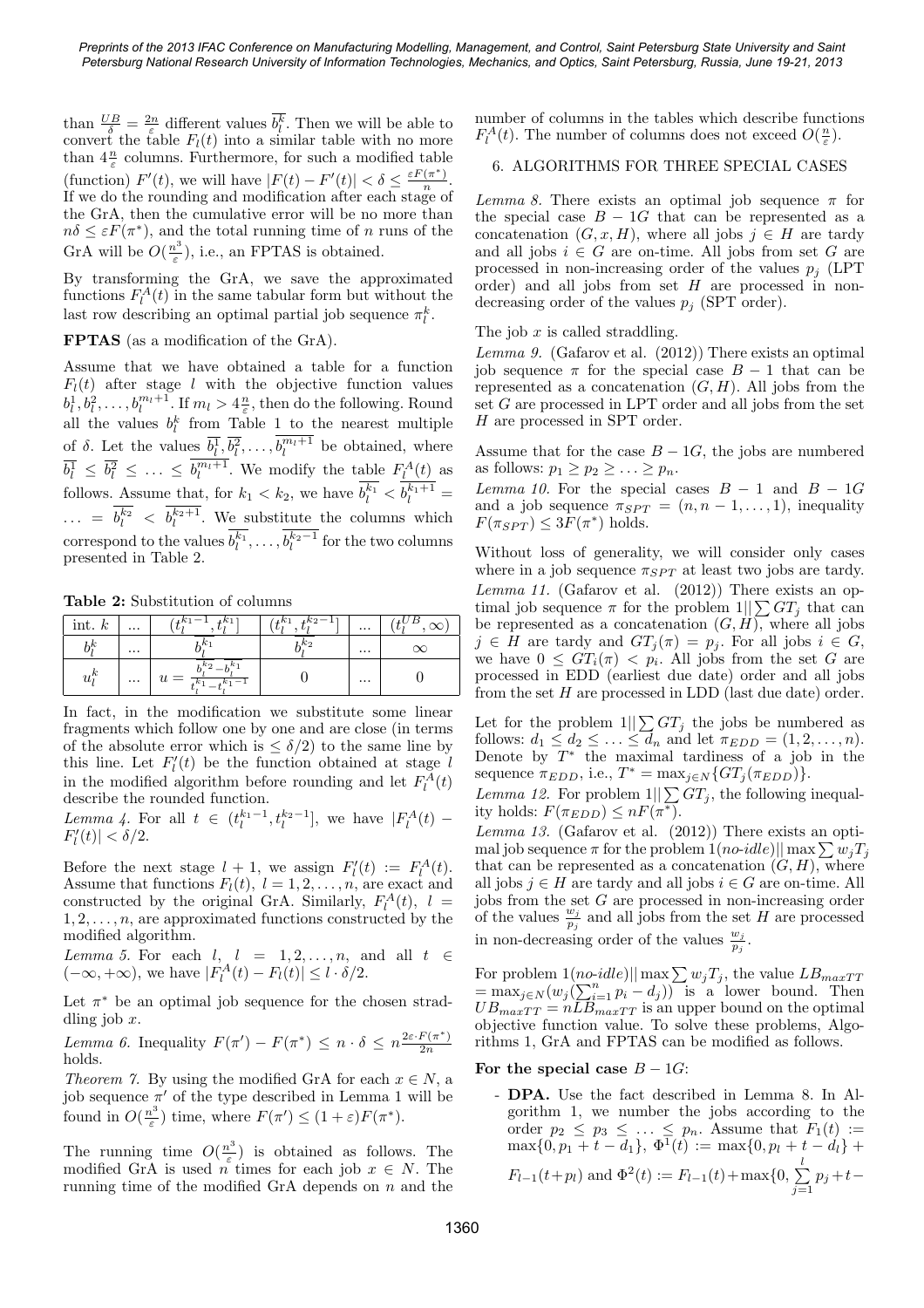than $\frac{UB}{\delta} = \frac{2n}{\varepsilon}$ different values $\overline{b_l^k}$. Then we will be able to convert the table $F_l(t)$ into a similar table with no more than $4\frac{n}{\varepsilon}$ columns. Furthermore, for such a modified table (function) $F'(t)$, we will have $|F(t) - F'(t)| < \delta \leq \frac{\varepsilon F(\pi^*)}{n}$. If we do the rounding and modification after each stage of the GrA, then the cumulative error will be no more than $n\delta \leq \varepsilon F(\pi^*)$, and the total running time of $n$ runs of the GrA will be $O(\frac{n^3}{\varepsilon})$, i.e., an FPTAS is obtained.

By transforming the GrA, we save the approximated functions $F_l^A(t)$ in the same tabular form but without the last row describing an optimal partial job sequence $\pi_l^k$.

**FPTAS** (as a modification of the GrA).

Assume that we have obtained a table for a function $F_l(t)$ after stage $l$ with the objective function values $b_l^1, b_l^2, \ldots, b_l^{m_l+1}$. If $m_l > 4\frac{n}{\varepsilon}$, then do the following. Round all the values $b_l^k$ from Table 1 to the nearest multiple of $\delta$. Let the values $\overline{b_l^1}, \overline{b_l^2}, \ldots, \overline{b_l^{m_l+1}}$ be obtained, where $\overline{b_l^1} \leq \overline{b_l^2} \leq \ldots \leq \overline{b_l^{m_l+1}}$. We modify the table $F_l^A(t)$ as follows. Assume that, for $k_1 < k_2$, we have $\overline{b_l^{k_1}} < \overline{b_l^{k_1+1}} = \ldots = \overline{b_l^{k_2}} < \overline{b_l^{k_2+1}}$. We substitute the columns which correspond to the values $\overline{b_l^{k_1}}, \ldots, \overline{b_l^{k_2-1}}$ for the two columns presented in Table 2.

**Table 2:** Substitution of columns

| int. $k$ | ... | $(t_l^{k_1-1}, t_l^{k_1}]$ | $(t_l^{k_1}, t_l^{k_2-1}]$ | ... | $(t_l^{UB}, \infty)$ |
|---|---|---|---|---|---|
| $b_l^k$ | ... | $b_l^{k_1}$ | $b_l^{k_2}$ | ... | $\infty$ |
| $u_l^k$ | ... | $u = \frac{b_l^{k_2} - b_l^{k_1}}{t_l^{k_1} - t_l^{k_1-1}}$ | 0 | ... | 0 |

In fact, in the modification we substitute some linear fragments which follow one by one and are close (in terms of the absolute error which is $\leq \delta/2$) to the same line by this line. Let $F_l'(t)$ be the function obtained at stage $l$ in the modified algorithm before rounding and let $F_l^A(t)$ describe the rounded function.

*Lemma 4.* For all $t \in (t_l^{k_1-1}, t_l^{k_2-1}]$, we have $|F_l^A(t) - F_l'(t)| < \delta/2$.

Before the next stage $l+1$, we assign $F_l'(t) := F_l^A(t)$. Assume that functions $F_l(t)$, $l = 1, 2, \ldots, n$, are exact and constructed by the original GrA. Similarly, $F_l^A(t)$, $l = 1, 2, \ldots, n$, are approximated functions constructed by the modified algorithm.

*Lemma 5.* For each $l$, $l = 1, 2, \ldots, n$, and all $t \in (-\infty, +\infty)$, we have $|F_l^A(t) - F_l(t)| \leq l \cdot \delta/2$.

Let $\pi^*$ be an optimal job sequence for the chosen straddling job $x$.

*Lemma 6.* Inequality $F(\pi') - F(\pi^*) \leq n \cdot \delta \leq n\frac{2\varepsilon \cdot F(\pi^*)}{2n}$ holds.

*Theorem 7.* By using the modified GrA for each $x \in N$, a job sequence $\pi'$ of the type described in Lemma 1 will be found in $O(\frac{n^3}{\varepsilon})$ time, where $F(\pi') \leq (1+\varepsilon)F(\pi^*)$.

The running time $O(\frac{n^3}{\varepsilon})$ is obtained as follows. The modified GrA is used $n$ times for each job $x \in N$. The running time of the modified GrA depends on $n$ and the number of columns in the tables which describe functions $F_l^A(t)$. The number of columns does not exceed $O(\frac{n}{\varepsilon})$.

## 6. ALGORITHMS FOR THREE SPECIAL CASES

*Lemma 8.* There exists an optimal job sequence $\pi$ for the special case $B-1G$ that can be represented as a concatenation $(G, x, H)$, where all jobs $j \in H$ are tardy and all jobs $i \in G$ are on-time. All jobs from set $G$ are processed in non-increasing order of the values $p_j$ (LPT order) and all jobs from set $H$ are processed in non-decreasing order of the values $p_j$ (SPT order).

The job $x$ is called straddling.

*Lemma 9.* (Gafarov et al. (2012)) There exists an optimal job sequence $\pi$ for the special case $B-1$ that can be represented as a concatenation $(G, H)$. All jobs from the set $G$ are processed in LPT order and all jobs from the set $H$ are processed in SPT order.

Assume that for the case $B-1G$, the jobs are numbered as follows: $p_1 \geq p_2 \geq \ldots \geq p_n$.

*Lemma 10.* For the special cases $B-1$ and $B-1G$ and a job sequence $\pi_{SPT} = (n, n-1, \ldots, 1)$, inequality $F(\pi_{SPT}) \leq 3F(\pi^*)$ holds.

Without loss of generality, we will consider only cases where in a job sequence $\pi_{SPT}$ at least two jobs are tardy.

*Lemma 11.* (Gafarov et al. (2012)) There exists an optimal job sequence $\pi$ for the problem $1||\sum GT_j$ that can be represented as a concatenation $(G, H)$, where all jobs $j \in H$ are tardy and $GT_j(\pi) = p_j$. For all jobs $i \in G$, we have $0 \leq GT_i(\pi) < p_i$. All jobs from the set $G$ are processed in EDD (earliest due date) order and all jobs from the set $H$ are processed in LDD (last due date) order.

Let for the problem $1||\sum GT_j$ the jobs be numbered as follows: $d_1 \leq d_2 \leq \ldots \leq d_n$ and let $\pi_{EDD} = (1, 2, \ldots, n)$. Denote by $T^*$ the maximal tardiness of a job in the sequence $\pi_{EDD}$, i.e., $T^* = \max_{j \in N}\{GT_j(\pi_{EDD})\}$.

*Lemma 12.* For problem $1||\sum GT_j$, the following inequality holds: $F(\pi_{EDD}) \leq nF(\pi^*)$.

*Lemma 13.* (Gafarov et al. (2012)) There exists an optimal job sequence $\pi$ for the problem $1(no\text{-}idle)||\max\sum w_jT_j$ that can be represented as a concatenation $(G, H)$, where all jobs $j \in H$ are tardy and all jobs $i \in G$ are on-time. All jobs from the set $G$ are processed in non-increasing order of the values $\frac{w_j}{p_j}$ and all jobs from the set $H$ are processed in non-decreasing order of the values $\frac{w_j}{p_j}$.

For problem $1(no\text{-}idle)||\max\sum w_jT_j$, the value $LB_{maxTT} = \max_{j \in N}(w_j(\sum_{i=1}^n p_i - d_j))$ is a lower bound. Then $UB_{maxTT} = nLB_{maxTT}$ is an upper bound on the optimal objective function value. To solve these problems, Algorithms 1, GrA and FPTAS can be modified as follows.

**For the special case $B-1G$:**

- **DPA.** Use the fact described in Lemma 8. In Algorithm 1, we number the jobs according to the order $p_2 \leq p_3 \leq \ldots \leq p_n$. Assume that $F_1(t) := \max\{0, p_1 + t - d_1\}$, $\Phi^1(t) := \max\{0, p_l + t - d_l\} + F_{l-1}(t + p_l)$ and $\Phi^2(t) := F_{l-1}(t) + \max\{0, \sum_{j=1}^{l} p_j + t -$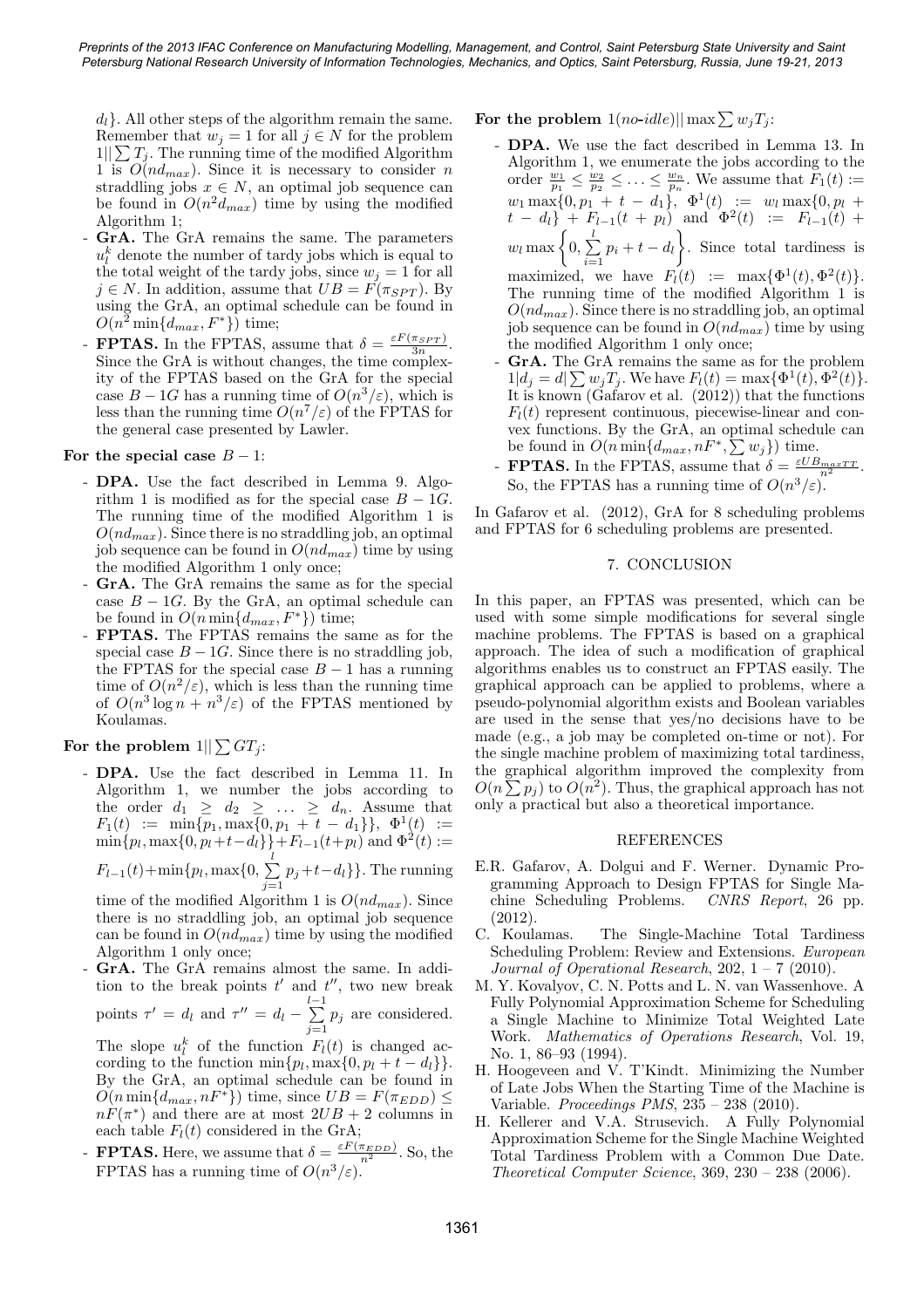$d_l\}$. All other steps of the algorithm remain the same. Remember that $w_j = 1$ for all $j \in N$ for the problem $1||\sum T_j$. The running time of the modified Algorithm 1 is $O(nd_{max})$. Since it is necessary to consider $n$ straddling jobs $x \in N$, an optimal job sequence can be found in $O(n^2 d_{max})$ time by using the modified Algorithm 1;
- **GrA.** The GrA remains the same. The parameters $u_l^k$ denote the number of tardy jobs which is equal to the total weight of the tardy jobs, since $w_j = 1$ for all $j \in N$. In addition, assume that $UB = F(\pi_{SPT})$. By using the GrA, an optimal schedule can be found in $O(n^2 \min\{d_{max}, F^*\})$ time;
- **FPTAS.** In the FPTAS, assume that $\delta = \frac{\varepsilon F(\pi_{SPT})}{3n}$. Since the GrA is without changes, the time complexity of the FPTAS based on the GrA for the special case $B-1G$ has a running time of $O(n^3/\varepsilon)$, which is less than the running time $O(n^7/\varepsilon)$ of the FPTAS for the general case presented by Lawler.

**For the special case** $B-1$:

- **DPA.** Use the fact described in Lemma 9. Algorithm 1 is modified as for the special case $B-1G$. The running time of the modified Algorithm 1 is $O(nd_{max})$. Since there is no straddling job, an optimal job sequence can be found in $O(nd_{max})$ time by using the modified Algorithm 1 only once;
- **GrA.** The GrA remains the same as for the special case $B-1G$. By the GrA, an optimal schedule can be found in $O(n \min\{d_{max}, F^*\})$ time;
- **FPTAS.** The FPTAS remains the same as for the special case $B-1G$. Since there is no straddling job, the FPTAS for the special case $B-1$ has a running time of $O(n^2/\varepsilon)$, which is less than the running time of $O(n^3 \log n + n^3/\varepsilon)$ of the FPTAS mentioned by Koulamas.

**For the problem** $1||\sum GT_j$:

- **DPA.** Use the fact described in Lemma 11. In Algorithm 1, we number the jobs according to the order $d_1 \geq d_2 \geq \ldots \geq d_n$. Assume that $F_1(t) := \min\{p_1, \max\{0, p_1 + t - d_1\}\}$, $\Phi^1(t) := \min\{p_l, \max\{0, p_l + t - d_l\}\} + F_{l-1}(t + p_l)$ and $\Phi^2(t) := F_{l-1}(t) + \min\{p_l, \max\{0, \sum_{j=1}^{l} p_j + t - d_l\}\}$. The running time of the modified Algorithm 1 is $O(nd_{max})$. Since there is no straddling job, an optimal job sequence can be found in $O(nd_{max})$ time by using the modified Algorithm 1 only once;
- **GrA.** The GrA remains almost the same. In addition to the break points $t'$ and $t''$, two new break points $\tau' = d_l$ and $\tau'' = d_l - \sum_{j=1}^{l-1} p_j$ are considered. The slope $u_l^k$ of the function $F_l(t)$ is changed according to the function $\min\{p_l, \max\{0, p_l + t - d_l\}\}$. By the GrA, an optimal schedule can be found in $O(n \min\{d_{max}, nF^*\})$ time, since $UB = F(\pi_{EDD}) \leq nF(\pi^*)$ and there are at most $2UB + 2$ columns in each table $F_l(t)$ considered in the GrA;
- **FPTAS.** Here, we assume that $\delta = \frac{\varepsilon F(\pi_{EDD})}{n^2}$. So, the FPTAS has a running time of $O(n^3/\varepsilon)$.

**For the problem** $1(no\text{-}idle)||\max \sum w_j T_j$:

- **DPA.** We use the fact described in Lemma 13. In Algorithm 1, we enumerate the jobs according to the order $\frac{w_1}{p_1} \leq \frac{w_2}{p_2} \leq \ldots \leq \frac{w_n}{p_n}$. We assume that $F_1(t) := w_1 \max\{0, p_1 + t - d_1\}$, $\Phi^1(t) := w_l \max\{0, p_l + t - d_l\} + F_{l-1}(t + p_l)$ and $\Phi^2(t) := F_{l-1}(t) + w_l \max\left\{0, \sum_{i=1}^{l} p_i + t - d_l\right\}$. Since total tardiness is maximized, we have $F_l(t) := \max\{\Phi^1(t), \Phi^2(t)\}$. The running time of the modified Algorithm 1 is $O(nd_{max})$. Since there is no straddling job, an optimal job sequence can be found in $O(nd_{max})$ time by using the modified Algorithm 1 only once;
- **GrA.** The GrA remains the same as for the problem $1|d_j = d|\sum w_j T_j$. We have $F_l(t) = \max\{\Phi^1(t), \Phi^2(t)\}$. It is known (Gafarov et al. (2012)) that the functions $F_l(t)$ represent continuous, piecewise-linear and convex functions. By the GrA, an optimal schedule can be found in $O(n \min\{d_{max}, nF^*, \sum w_j\})$ time.
- **FPTAS.** In the FPTAS, assume that $\delta = \frac{\varepsilon UB_{maxTT}}{n^2}$. So, the FPTAS has a running time of $O(n^3/\varepsilon)$.

In Gafarov et al. (2012), GrA for 8 scheduling problems and FPTAS for 6 scheduling problems are presented.

## 7. CONCLUSION

In this paper, an FPTAS was presented, which can be used with some simple modifications for several single machine problems. The FPTAS is based on a graphical approach. The idea of such a modification of graphical algorithms enables us to construct an FPTAS easily. The graphical approach can be applied to problems, where a pseudo-polynomial algorithm exists and Boolean variables are used in the sense that yes/no decisions have to be made (e.g., a job may be completed on-time or not). For the single machine problem of maximizing total tardiness, the graphical algorithm improved the complexity from $O(n \sum p_j)$ to $O(n^2)$. Thus, the graphical approach has not only a practical but also a theoretical importance.

## REFERENCES

E.R. Gafarov, A. Dolgui and F. Werner. Dynamic Programming Approach to Design FPTAS for Single Machine Scheduling Problems. *CNRS Report*, 26 pp. (2012).

C. Koulamas. The Single-Machine Total Tardiness Scheduling Problem: Review and Extensions. *European Journal of Operational Research*, 202, 1 – 7 (2010).

M. Y. Kovalyov, C. N. Potts and L. N. van Wassenhove. A Fully Polynomial Approximation Scheme for Scheduling a Single Machine to Minimize Total Weighted Late Work. *Mathematics of Operations Research*, Vol. 19, No. 1, 86–93 (1994).

H. Hoogeveen and V. T'Kindt. Minimizing the Number of Late Jobs When the Starting Time of the Machine is Variable. *Proceedings PMS*, 235 – 238 (2010).

H. Kellerer and V.A. Strusevich. A Fully Polynomial Approximation Scheme for the Single Machine Weighted Total Tardiness Problem with a Common Due Date. *Theoretical Computer Science*, 369, 230 – 238 (2006).